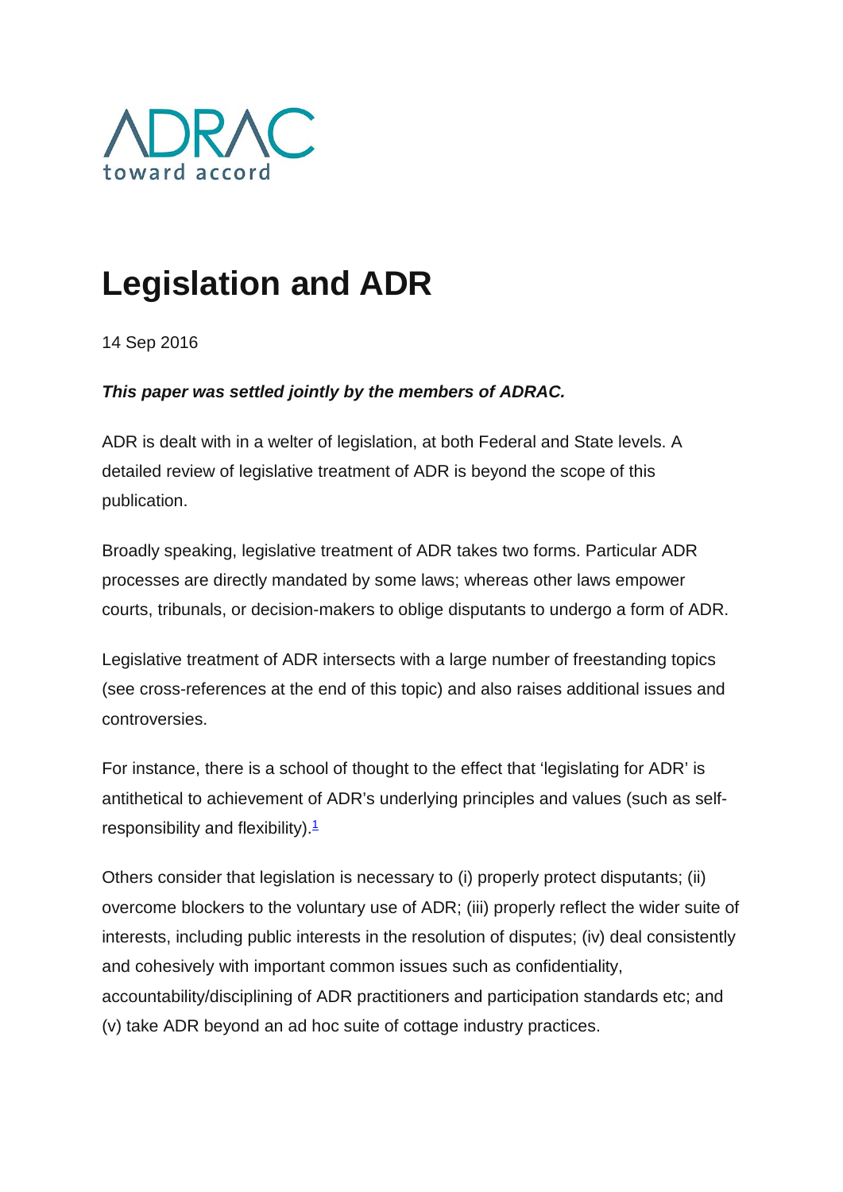ADRAC
toward accord

# Legislation and ADR

14 Sep 2016

***This paper was settled jointly by the members of ADRAC.***

ADR is dealt with in a welter of legislation, at both Federal and State levels. A detailed review of legislative treatment of ADR is beyond the scope of this publication.

Broadly speaking, legislative treatment of ADR takes two forms. Particular ADR processes are directly mandated by some laws; whereas other laws empower courts, tribunals, or decision-makers to oblige disputants to undergo a form of ADR.

Legislative treatment of ADR intersects with a large number of freestanding topics (see cross-references at the end of this topic) and also raises additional issues and controversies.

For instance, there is a school of thought to the effect that 'legislating for ADR' is antithetical to achievement of ADR's underlying principles and values (such as self-responsibility and flexibility).[1]

Others consider that legislation is necessary to (i) properly protect disputants; (ii) overcome blockers to the voluntary use of ADR; (iii) properly reflect the wider suite of interests, including public interests in the resolution of disputes; (iv) deal consistently and cohesively with important common issues such as confidentiality, accountability/disciplining of ADR practitioners and participation standards etc; and (v) take ADR beyond an ad hoc suite of cottage industry practices.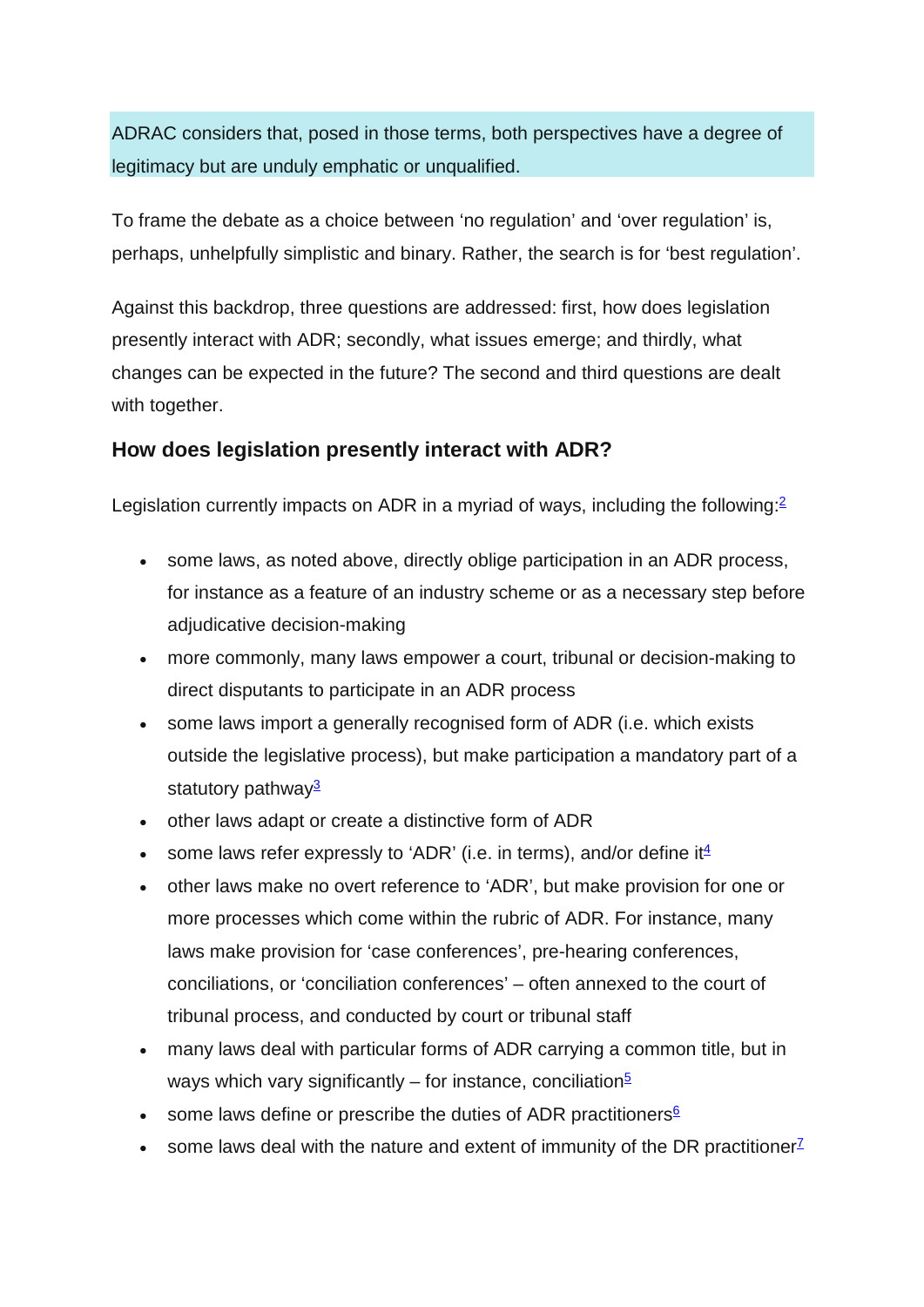ADRAC considers that, posed in those terms, both perspectives have a degree of legitimacy but are unduly emphatic or unqualified.

To frame the debate as a choice between 'no regulation' and 'over regulation' is, perhaps, unhelpfully simplistic and binary. Rather, the search is for 'best regulation'.

Against this backdrop, three questions are addressed: first, how does legislation presently interact with ADR; secondly, what issues emerge; and thirdly, what changes can be expected in the future? The second and third questions are dealt with together.

## How does legislation presently interact with ADR?

Legislation currently impacts on ADR in a myriad of ways, including the following:[2]

- some laws, as noted above, directly oblige participation in an ADR process, for instance as a feature of an industry scheme or as a necessary step before adjudicative decision-making
- more commonly, many laws empower a court, tribunal or decision-making to direct disputants to participate in an ADR process
- some laws import a generally recognised form of ADR (i.e. which exists outside the legislative process), but make participation a mandatory part of a statutory pathway[3]
- other laws adapt or create a distinctive form of ADR
- some laws refer expressly to 'ADR' (i.e. in terms), and/or define it[4]
- other laws make no overt reference to 'ADR', but make provision for one or more processes which come within the rubric of ADR. For instance, many laws make provision for 'case conferences', pre-hearing conferences, conciliations, or 'conciliation conferences' – often annexed to the court of tribunal process, and conducted by court or tribunal staff
- many laws deal with particular forms of ADR carrying a common title, but in ways which vary significantly – for instance, conciliation[5]
- some laws define or prescribe the duties of ADR practitioners[6]
- some laws deal with the nature and extent of immunity of the DR practitioner[7]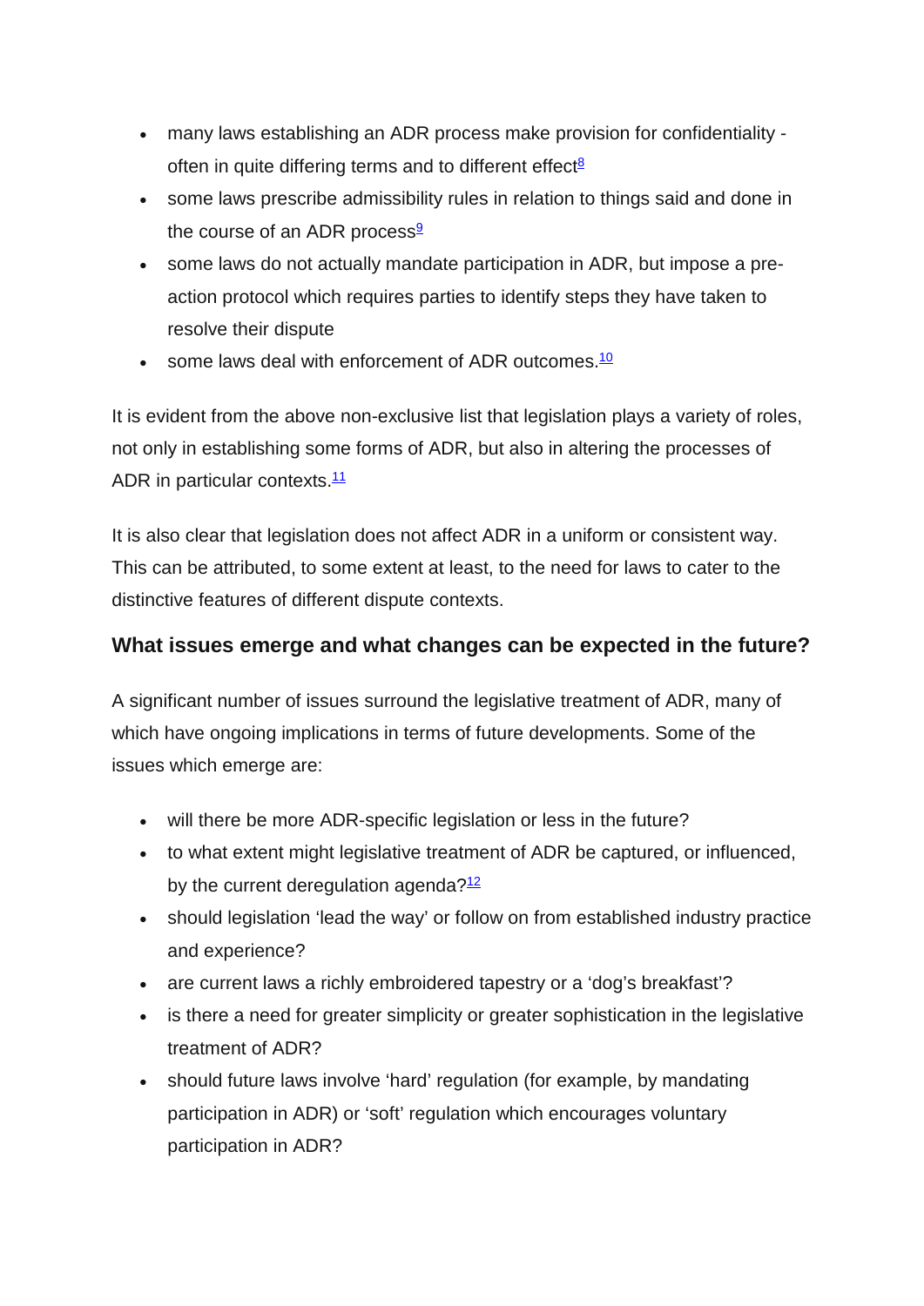- many laws establishing an ADR process make provision for confidentiality - often in quite differing terms and to different effect[8]
- some laws prescribe admissibility rules in relation to things said and done in the course of an ADR process[9]
- some laws do not actually mandate participation in ADR, but impose a pre-action protocol which requires parties to identify steps they have taken to resolve their dispute
- some laws deal with enforcement of ADR outcomes.[10]

It is evident from the above non-exclusive list that legislation plays a variety of roles, not only in establishing some forms of ADR, but also in altering the processes of ADR in particular contexts.[11]

It is also clear that legislation does not affect ADR in a uniform or consistent way. This can be attributed, to some extent at least, to the need for laws to cater to the distinctive features of different dispute contexts.

### What issues emerge and what changes can be expected in the future?

A significant number of issues surround the legislative treatment of ADR, many of which have ongoing implications in terms of future developments. Some of the issues which emerge are:

- will there be more ADR-specific legislation or less in the future?
- to what extent might legislative treatment of ADR be captured, or influenced, by the current deregulation agenda?[12]
- should legislation 'lead the way' or follow on from established industry practice and experience?
- are current laws a richly embroidered tapestry or a 'dog's breakfast'?
- is there a need for greater simplicity or greater sophistication in the legislative treatment of ADR?
- should future laws involve 'hard' regulation (for example, by mandating participation in ADR) or 'soft' regulation which encourages voluntary participation in ADR?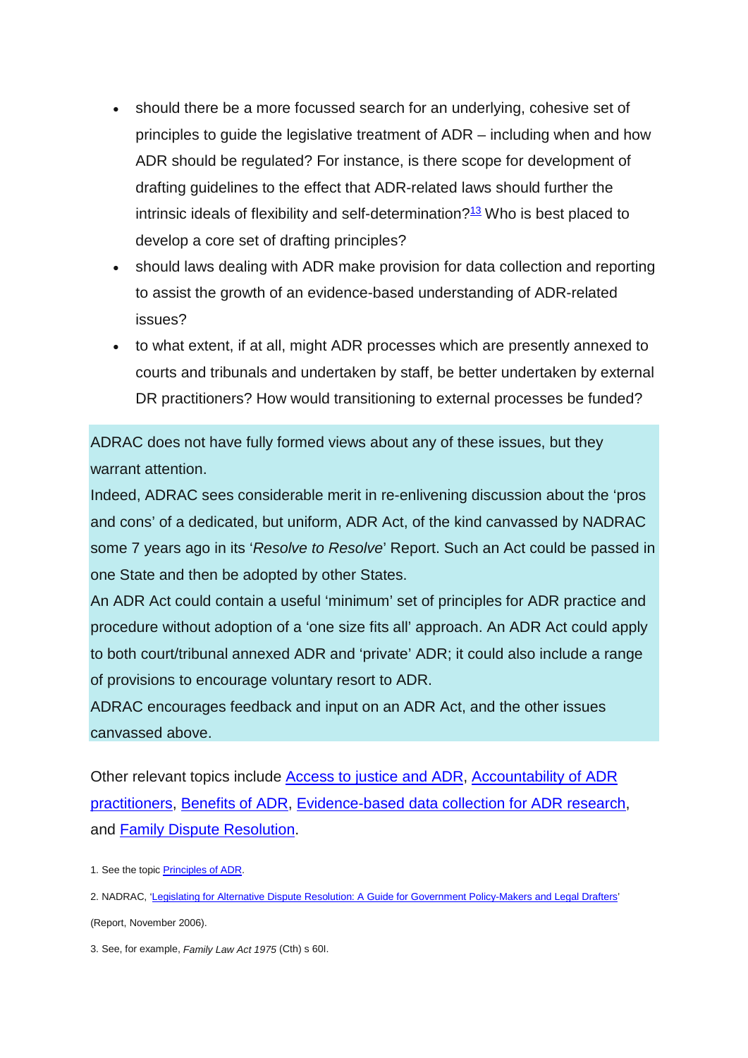- should there be a more focussed search for an underlying, cohesive set of principles to guide the legislative treatment of ADR – including when and how ADR should be regulated? For instance, is there scope for development of drafting guidelines to the effect that ADR-related laws should further the intrinsic ideals of flexibility and self-determination?[13] Who is best placed to develop a core set of drafting principles?
- should laws dealing with ADR make provision for data collection and reporting to assist the growth of an evidence-based understanding of ADR-related issues?
- to what extent, if at all, might ADR processes which are presently annexed to courts and tribunals and undertaken by staff, be better undertaken by external DR practitioners? How would transitioning to external processes be funded?

ADRAC does not have fully formed views about any of these issues, but they warrant attention.

Indeed, ADRAC sees considerable merit in re-enlivening discussion about the 'pros and cons' of a dedicated, but uniform, ADR Act, of the kind canvassed by NADRAC some 7 years ago in its '*Resolve to Resolve*' Report. Such an Act could be passed in one State and then be adopted by other States.

An ADR Act could contain a useful 'minimum' set of principles for ADR practice and procedure without adoption of a 'one size fits all' approach. An ADR Act could apply to both court/tribunal annexed ADR and 'private' ADR; it could also include a range of provisions to encourage voluntary resort to ADR.

ADRAC encourages feedback and input on an ADR Act, and the other issues canvassed above.

Other relevant topics include Access to justice and ADR, Accountability of ADR practitioners, Benefits of ADR, Evidence-based data collection for ADR research, and Family Dispute Resolution.

1. See the topic Principles of ADR.

2. NADRAC, 'Legislating for Alternative Dispute Resolution: A Guide for Government Policy-Makers and Legal Drafters' (Report, November 2006).

3. See, for example, *Family Law Act 1975* (Cth) s 60I.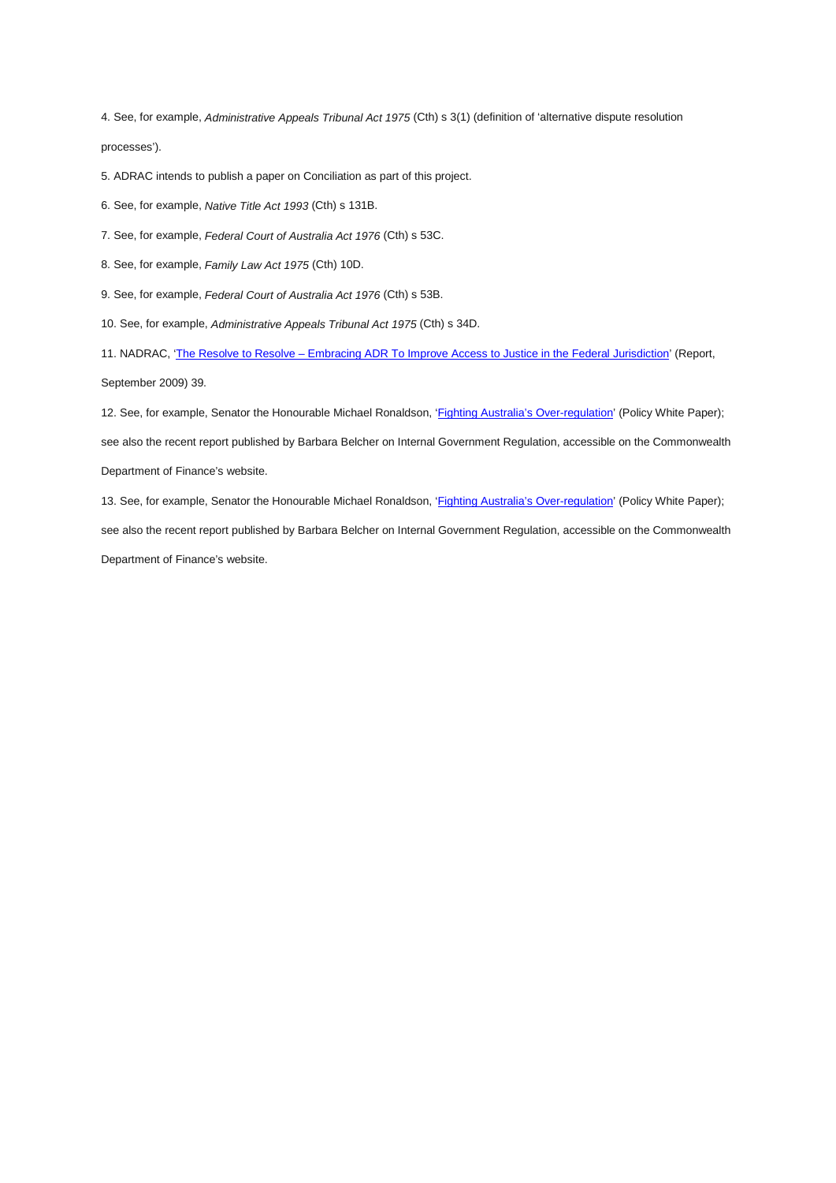4. See, for example, *Administrative Appeals Tribunal Act 1975* (Cth) s 3(1) (definition of 'alternative dispute resolution processes').

5. ADRAC intends to publish a paper on Conciliation as part of this project.

6. See, for example, *Native Title Act 1993* (Cth) s 131B.

7. See, for example, *Federal Court of Australia Act 1976* (Cth) s 53C.

8. See, for example, *Family Law Act 1975* (Cth) 10D.

9. See, for example, *Federal Court of Australia Act 1976* (Cth) s 53B.

10. See, for example, *Administrative Appeals Tribunal Act 1975* (Cth) s 34D.

11. NADRAC, 'The Resolve to Resolve – Embracing ADR To Improve Access to Justice in the Federal Jurisdiction' (Report, September 2009) 39.

12. See, for example, Senator the Honourable Michael Ronaldson, 'Fighting Australia's Over-regulation' (Policy White Paper); see also the recent report published by Barbara Belcher on Internal Government Regulation, accessible on the Commonwealth Department of Finance's website.

13. See, for example, Senator the Honourable Michael Ronaldson, 'Fighting Australia's Over-regulation' (Policy White Paper); see also the recent report published by Barbara Belcher on Internal Government Regulation, accessible on the Commonwealth Department of Finance's website.